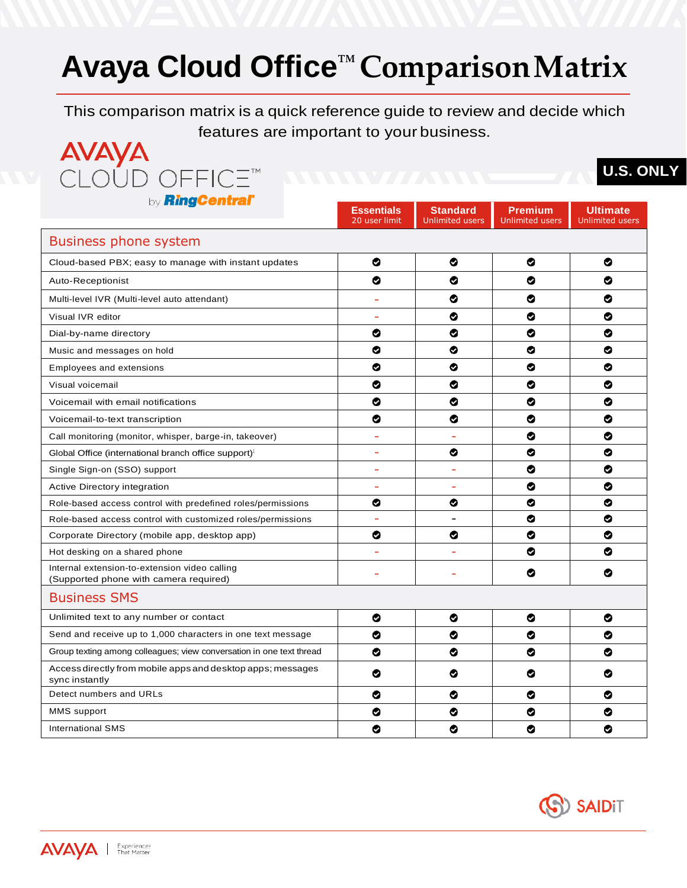# Avaya Cloud Office™ Comparison Matrix

This comparison matrix is a quick reference guide to review and decide which features are important to your business.

AVAYA CLOUD OFFICE™ by RingCentral

**U.S. ONLY**

| | Essentials 20 user limit | Standard Unlimited users | Premium Unlimited users | Ultimate Unlimited users |
|---|---|---|---|---|
| **Business phone system** | | | | |
| Cloud-based PBX; easy to manage with instant updates | ✔ | ✔ | ✔ | ✔ |
| Auto-Receptionist | ✔ | ✔ | ✔ | ✔ |
| Multi-level IVR (Multi-level auto attendant) | - | ✔ | ✔ | ✔ |
| Visual IVR editor | - | ✔ | ✔ | ✔ |
| Dial-by-name directory | ✔ | ✔ | ✔ | ✔ |
| Music and messages on hold | ✔ | ✔ | ✔ | ✔ |
| Employees and extensions | ✔ | ✔ | ✔ | ✔ |
| Visual voicemail | ✔ | ✔ | ✔ | ✔ |
| Voicemail with email notifications | ✔ | ✔ | ✔ | ✔ |
| Voicemail-to-text transcription | ✔ | ✔ | ✔ | ✔ |
| Call monitoring (monitor, whisper, barge-in, takeover) | - | - | ✔ | ✔ |
| Global Office (international branch office support)[1] | - | ✔ | ✔ | ✔ |
| Single Sign-on (SSO) support | - | - | ✔ | ✔ |
| Active Directory integration | - | - | ✔ | ✔ |
| Role-based access control with predefined roles/permissions | ✔ | ✔ | ✔ | ✔ |
| Role-based access control with customized roles/permissions | - | - | ✔ | ✔ |
| Corporate Directory (mobile app, desktop app) | ✔ | ✔ | ✔ | ✔ |
| Hot desking on a shared phone | - | - | ✔ | ✔ |
| Internal extension-to-extension video calling (Supported phone with camera required) | - | - | ✔ | ✔ |
| **Business SMS** | | | | |
| Unlimited text to any number or contact | ✔ | ✔ | ✔ | ✔ |
| Send and receive up to 1,000 characters in one text message | ✔ | ✔ | ✔ | ✔ |
| Group texting among colleagues; view conversation in one text thread | ✔ | ✔ | ✔ | ✔ |
| Access directly from mobile apps and desktop apps; messages sync instantly | ✔ | ✔ | ✔ | ✔ |
| Detect numbers and URLs | ✔ | ✔ | ✔ | ✔ |
| MMS support | ✔ | ✔ | ✔ | ✔ |
| International SMS | ✔ | ✔ | ✔ | ✔ |

SAIDiT

AVAYA | Experiences That Matter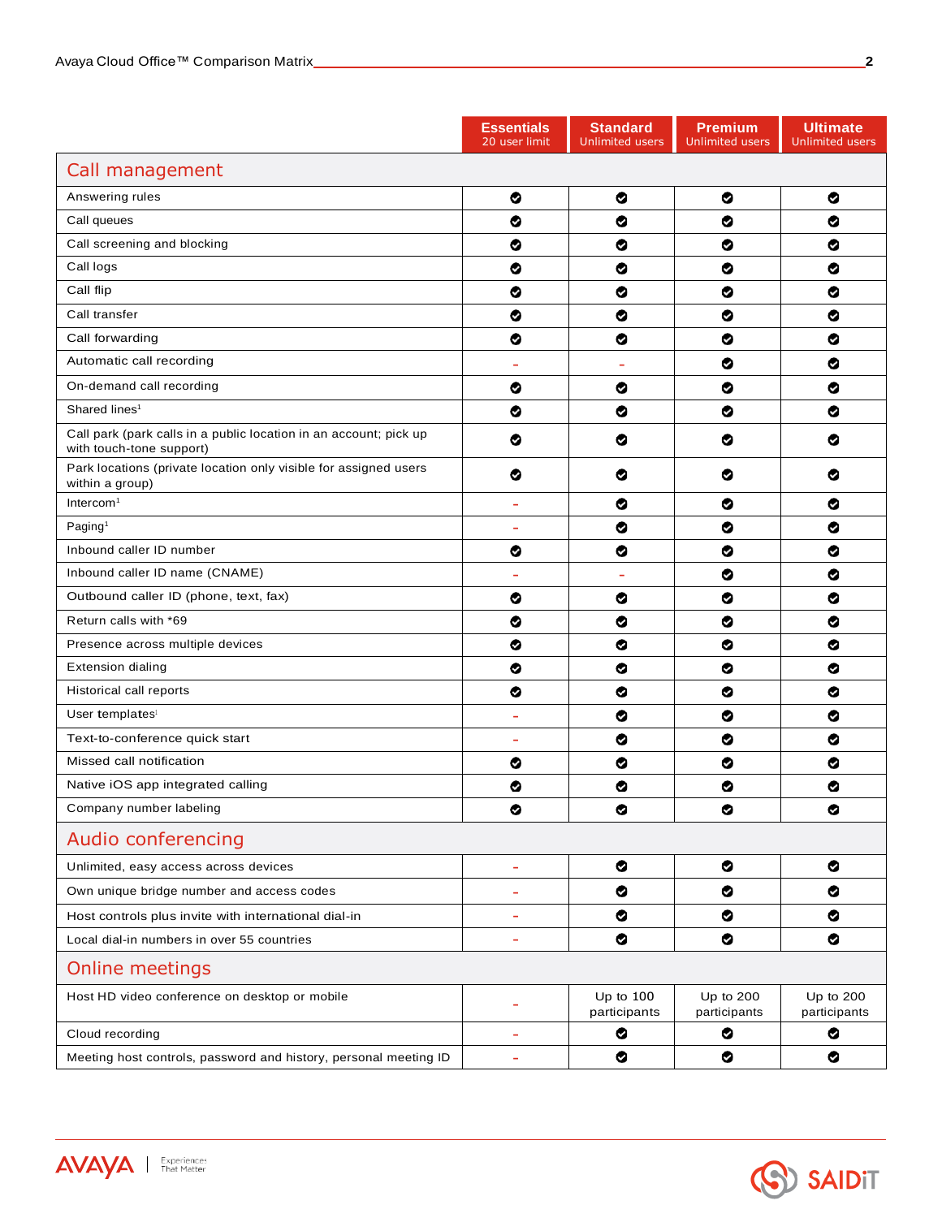| | Essentials 20 user limit | Standard Unlimited users | Premium Unlimited users | Ultimate Unlimited users |
|---|---|---|---|---|
| **Call management** | | | | |
| Answering rules | ✔ | ✔ | ✔ | ✔ |
| Call queues | ✔ | ✔ | ✔ | ✔ |
| Call screening and blocking | ✔ | ✔ | ✔ | ✔ |
| Call logs | ✔ | ✔ | ✔ | ✔ |
| Call flip | ✔ | ✔ | ✔ | ✔ |
| Call transfer | ✔ | ✔ | ✔ | ✔ |
| Call forwarding | ✔ | ✔ | ✔ | ✔ |
| Automatic call recording | - | - | ✔ | ✔ |
| On-demand call recording | ✔ | ✔ | ✔ | ✔ |
| Shared lines[1] | ✔ | ✔ | ✔ | ✔ |
| Call park (park calls in a public location in an account; pick up with touch-tone support) | ✔ | ✔ | ✔ | ✔ |
| Park locations (private location only visible for assigned users within a group) | ✔ | ✔ | ✔ | ✔ |
| Intercom[1] | - | ✔ | ✔ | ✔ |
| Paging[1] | - | ✔ | ✔ | ✔ |
| Inbound caller ID number | ✔ | ✔ | ✔ | ✔ |
| Inbound caller ID name (CNAME) | - | - | ✔ | ✔ |
| Outbound caller ID (phone, text, fax) | ✔ | ✔ | ✔ | ✔ |
| Return calls with *69 | ✔ | ✔ | ✔ | ✔ |
| Presence across multiple devices | ✔ | ✔ | ✔ | ✔ |
| Extension dialing | ✔ | ✔ | ✔ | ✔ |
| Historical call reports | ✔ | ✔ | ✔ | ✔ |
| User templates[i] | - | ✔ | ✔ | ✔ |
| Text-to-conference quick start | - | ✔ | ✔ | ✔ |
| Missed call notification | ✔ | ✔ | ✔ | ✔ |
| Native iOS app integrated calling | ✔ | ✔ | ✔ | ✔ |
| Company number labeling | ✔ | ✔ | ✔ | ✔ |
| **Audio conferencing** | | | | |
| Unlimited, easy access across devices | - | ✔ | ✔ | ✔ |
| Own unique bridge number and access codes | - | ✔ | ✔ | ✔ |
| Host controls plus invite with international dial-in | - | ✔ | ✔ | ✔ |
| Local dial-in numbers in over 55 countries | - | ✔ | ✔ | ✔ |
| **Online meetings** | | | | |
| Host HD video conference on desktop or mobile | - | Up to 100 participants | Up to 200 participants | Up to 200 participants |
| Cloud recording | - | ✔ | ✔ | ✔ |
| Meeting host controls, password and history, personal meeting ID | - | ✔ | ✔ | ✔ |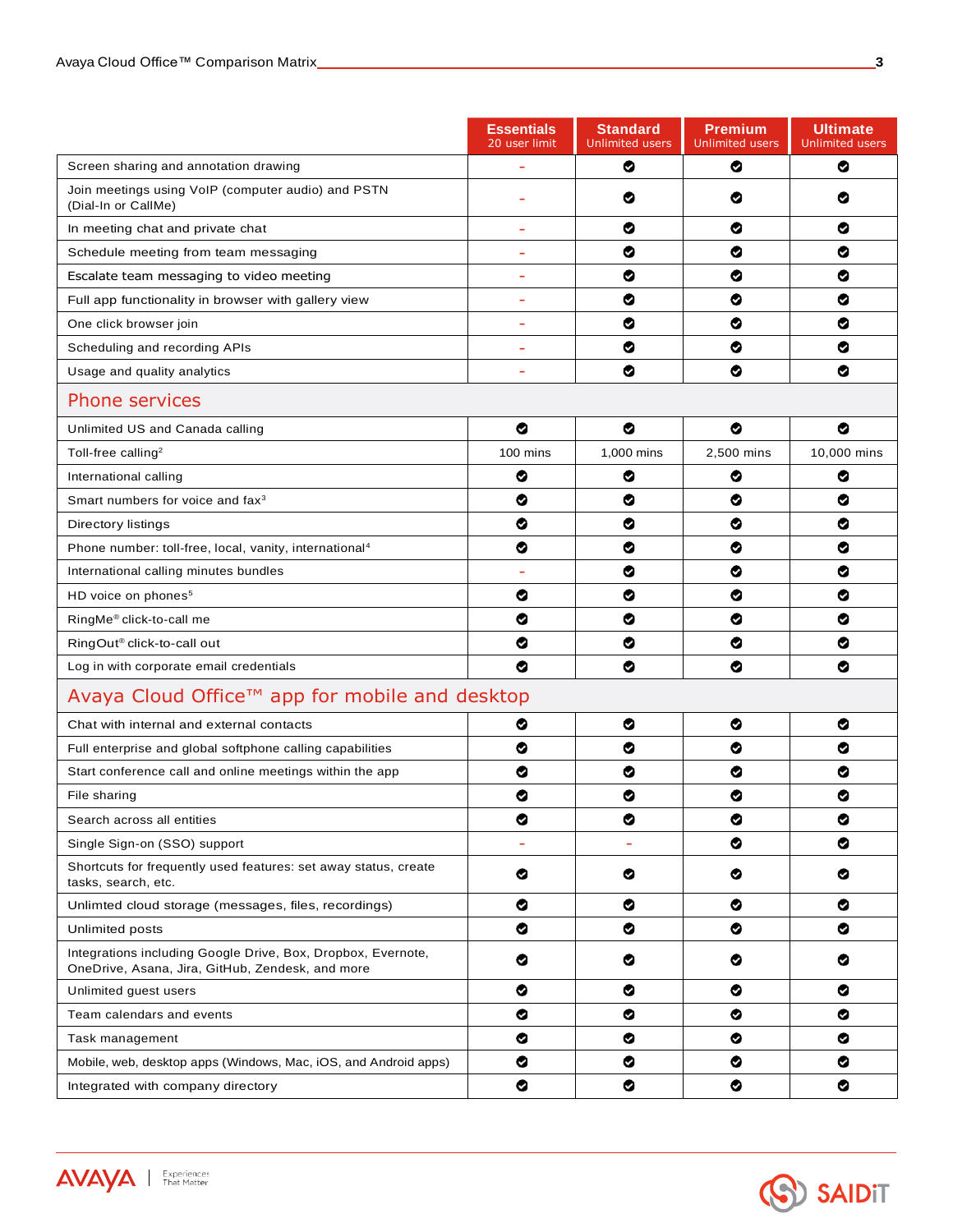| | Essentials 20 user limit | Standard Unlimited users | Premium Unlimited users | Ultimate Unlimited users |
|---|---|---|---|---|
| Screen sharing and annotation drawing | - | ✔ | ✔ | ✔ |
| Join meetings using VoIP (computer audio) and PSTN (Dial-In or CallMe) | - | ✔ | ✔ | ✔ |
| In meeting chat and private chat | - | ✔ | ✔ | ✔ |
| Schedule meeting from team messaging | - | ✔ | ✔ | ✔ |
| Escalate team messaging to video meeting | - | ✔ | ✔ | ✔ |
| Full app functionality in browser with gallery view | - | ✔ | ✔ | ✔ |
| One click browser join | - | ✔ | ✔ | ✔ |
| Scheduling and recording APIs | - | ✔ | ✔ | ✔ |
| Usage and quality analytics | - | ✔ | ✔ | ✔ |
| **Phone services** | | | | |
| Unlimited US and Canada calling | ✔ | ✔ | ✔ | ✔ |
| Toll-free calling[2] | 100 mins | 1,000 mins | 2,500 mins | 10,000 mins |
| International calling | ✔ | ✔ | ✔ | ✔ |
| Smart numbers for voice and fax[3] | ✔ | ✔ | ✔ | ✔ |
| Directory listings | ✔ | ✔ | ✔ | ✔ |
| Phone number: toll-free, local, vanity, international[4] | ✔ | ✔ | ✔ | ✔ |
| International calling minutes bundles | - | ✔ | ✔ | ✔ |
| HD voice on phones[5] | ✔ | ✔ | ✔ | ✔ |
| RingMe® click-to-call me | ✔ | ✔ | ✔ | ✔ |
| RingOut® click-to-call out | ✔ | ✔ | ✔ | ✔ |
| Log in with corporate email credentials | ✔ | ✔ | ✔ | ✔ |
| **Avaya Cloud Office™ app for mobile and desktop** | | | | |
| Chat with internal and external contacts | ✔ | ✔ | ✔ | ✔ |
| Full enterprise and global softphone calling capabilities | ✔ | ✔ | ✔ | ✔ |
| Start conference call and online meetings within the app | ✔ | ✔ | ✔ | ✔ |
| File sharing | ✔ | ✔ | ✔ | ✔ |
| Search across all entities | ✔ | ✔ | ✔ | ✔ |
| Single Sign-on (SSO) support | - | - | ✔ | ✔ |
| Shortcuts for frequently used features: set away status, create tasks, search, etc. | ✔ | ✔ | ✔ | ✔ |
| Unlimted cloud storage (messages, files, recordings) | ✔ | ✔ | ✔ | ✔ |
| Unlimited posts | ✔ | ✔ | ✔ | ✔ |
| Integrations including Google Drive, Box, Dropbox, Evernote, OneDrive, Asana, Jira, GitHub, Zendesk, and more | ✔ | ✔ | ✔ | ✔ |
| Unlimited guest users | ✔ | ✔ | ✔ | ✔ |
| Team calendars and events | ✔ | ✔ | ✔ | ✔ |
| Task management | ✔ | ✔ | ✔ | ✔ |
| Mobile, web, desktop apps (Windows, Mac, iOS, and Android apps) | ✔ | ✔ | ✔ | ✔ |
| Integrated with company directory | ✔ | ✔ | ✔ | ✔ |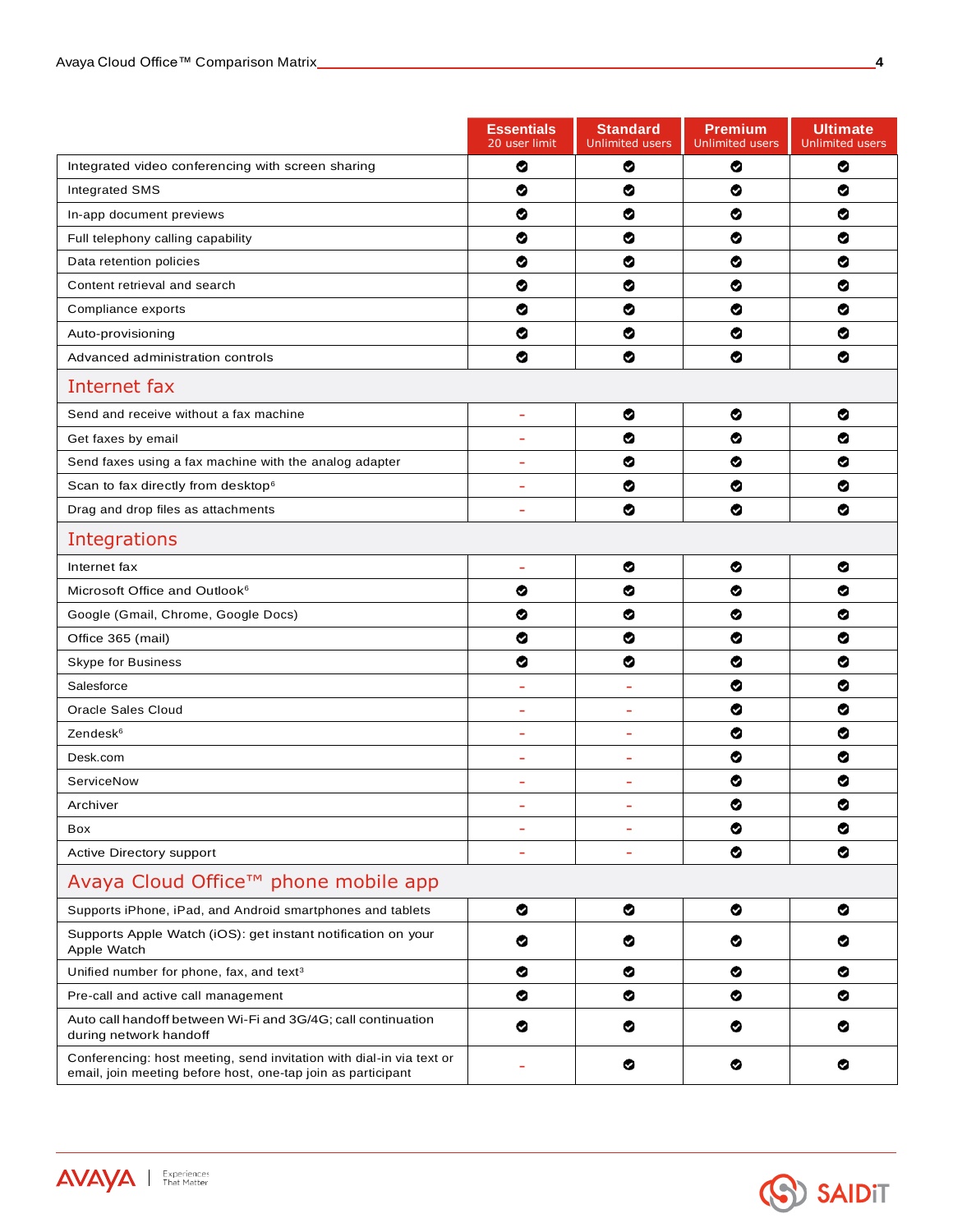| | Essentials<br>20 user limit | Standard<br>Unlimited users | Premium<br>Unlimited users | Ultimate<br>Unlimited users |
|---|---|---|---|---|
| Integrated video conferencing with screen sharing | ✔ | ✔ | ✔ | ✔ |
| Integrated SMS | ✔ | ✔ | ✔ | ✔ |
| In-app document previews | ✔ | ✔ | ✔ | ✔ |
| Full telephony calling capability | ✔ | ✔ | ✔ | ✔ |
| Data retention policies | ✔ | ✔ | ✔ | ✔ |
| Content retrieval and search | ✔ | ✔ | ✔ | ✔ |
| Compliance exports | ✔ | ✔ | ✔ | ✔ |
| Auto-provisioning | ✔ | ✔ | ✔ | ✔ |
| Advanced administration controls | ✔ | ✔ | ✔ | ✔ |
| **Internet fax** | | | | |
| Send and receive without a fax machine | - | ✔ | ✔ | ✔ |
| Get faxes by email | - | ✔ | ✔ | ✔ |
| Send faxes using a fax machine with the analog adapter | - | ✔ | ✔ | ✔ |
| Scan to fax directly from desktop[6] | - | ✔ | ✔ | ✔ |
| Drag and drop files as attachments | - | ✔ | ✔ | ✔ |
| **Integrations** | | | | |
| Internet fax | - | ✔ | ✔ | ✔ |
| Microsoft Office and Outlook[6] | ✔ | ✔ | ✔ | ✔ |
| Google (Gmail, Chrome, Google Docs) | ✔ | ✔ | ✔ | ✔ |
| Office 365 (mail) | ✔ | ✔ | ✔ | ✔ |
| Skype for Business | ✔ | ✔ | ✔ | ✔ |
| Salesforce | - | - | ✔ | ✔ |
| Oracle Sales Cloud | - | - | ✔ | ✔ |
| Zendesk[6] | - | - | ✔ | ✔ |
| Desk.com | - | - | ✔ | ✔ |
| ServiceNow | - | - | ✔ | ✔ |
| Archiver | - | - | ✔ | ✔ |
| Box | - | - | ✔ | ✔ |
| Active Directory support | - | - | ✔ | ✔ |
| **Avaya Cloud Office™ phone mobile app** | | | | |
| Supports iPhone, iPad, and Android smartphones and tablets | ✔ | ✔ | ✔ | ✔ |
| Supports Apple Watch (iOS): get instant notification on your Apple Watch | ✔ | ✔ | ✔ | ✔ |
| Unified number for phone, fax, and text[3] | ✔ | ✔ | ✔ | ✔ |
| Pre-call and active call management | ✔ | ✔ | ✔ | ✔ |
| Auto call handoff between Wi-Fi and 3G/4G; call continuation during network handoff | ✔ | ✔ | ✔ | ✔ |
| Conferencing: host meeting, send invitation with dial-in via text or email, join meeting before host, one-tap join as participant | - | ✔ | ✔ | ✔ |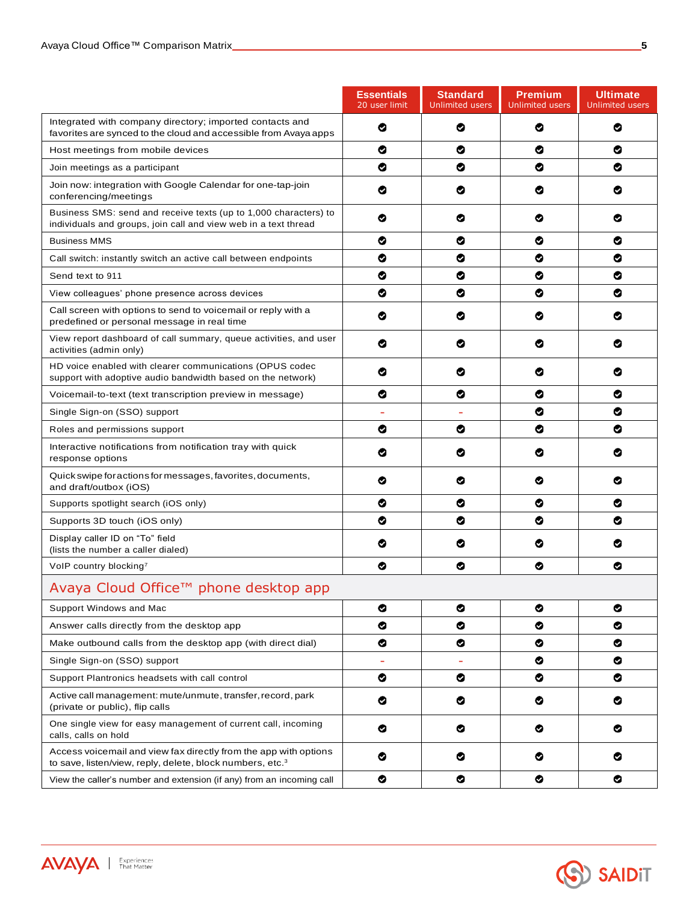| | Essentials<br>20 user limit | Standard<br>Unlimited users | Premium<br>Unlimited users | Ultimate<br>Unlimited users |
|---|---|---|---|---|
| Integrated with company directory; imported contacts and favorites are synced to the cloud and accessible from Avaya apps | ✔ | ✔ | ✔ | ✔ |
| Host meetings from mobile devices | ✔ | ✔ | ✔ | ✔ |
| Join meetings as a participant | ✔ | ✔ | ✔ | ✔ |
| Join now: integration with Google Calendar for one-tap-join conferencing/meetings | ✔ | ✔ | ✔ | ✔ |
| Business SMS: send and receive texts (up to 1,000 characters) to individuals and groups, join call and view web in a text thread | ✔ | ✔ | ✔ | ✔ |
| Business MMS | ✔ | ✔ | ✔ | ✔ |
| Call switch: instantly switch an active call between endpoints | ✔ | ✔ | ✔ | ✔ |
| Send text to 911 | ✔ | ✔ | ✔ | ✔ |
| View colleagues' phone presence across devices | ✔ | ✔ | ✔ | ✔ |
| Call screen with options to send to voicemail or reply with a predefined or personal message in real time | ✔ | ✔ | ✔ | ✔ |
| View report dashboard of call summary, queue activities, and user activities (admin only) | ✔ | ✔ | ✔ | ✔ |
| HD voice enabled with clearer communications (OPUS codec support with adoptive audio bandwidth based on the network) | ✔ | ✔ | ✔ | ✔ |
| Voicemail-to-text (text transcription preview in message) | ✔ | ✔ | ✔ | ✔ |
| Single Sign-on (SSO) support | - | - | ✔ | ✔ |
| Roles and permissions support | ✔ | ✔ | ✔ | ✔ |
| Interactive notifications from notification tray with quick response options | ✔ | ✔ | ✔ | ✔ |
| Quick swipe for actions for messages, favorites, documents, and draft/outbox (iOS) | ✔ | ✔ | ✔ | ✔ |
| Supports spotlight search (iOS only) | ✔ | ✔ | ✔ | ✔ |
| Supports 3D touch (iOS only) | ✔ | ✔ | ✔ | ✔ |
| Display caller ID on "To" field (lists the number a caller dialed) | ✔ | ✔ | ✔ | ✔ |
| VoIP country blocking[7] | ✔ | ✔ | ✔ | ✔ |
| **Avaya Cloud Office™ phone desktop app** | | | | |
| Support Windows and Mac | ✔ | ✔ | ✔ | ✔ |
| Answer calls directly from the desktop app | ✔ | ✔ | ✔ | ✔ |
| Make outbound calls from the desktop app (with direct dial) | ✔ | ✔ | ✔ | ✔ |
| Single Sign-on (SSO) support | - | - | ✔ | ✔ |
| Support Plantronics headsets with call control | ✔ | ✔ | ✔ | ✔ |
| Active call management: mute/unmute, transfer, record, park (private or public), flip calls | ✔ | ✔ | ✔ | ✔ |
| One single view for easy management of current call, incoming calls, calls on hold | ✔ | ✔ | ✔ | ✔ |
| Access voicemail and view fax directly from the app with options to save, listen/view, reply, delete, block numbers, etc.[3] | ✔ | ✔ | ✔ | ✔ |
| View the caller's number and extension (if any) from an incoming call | ✔ | ✔ | ✔ | ✔ |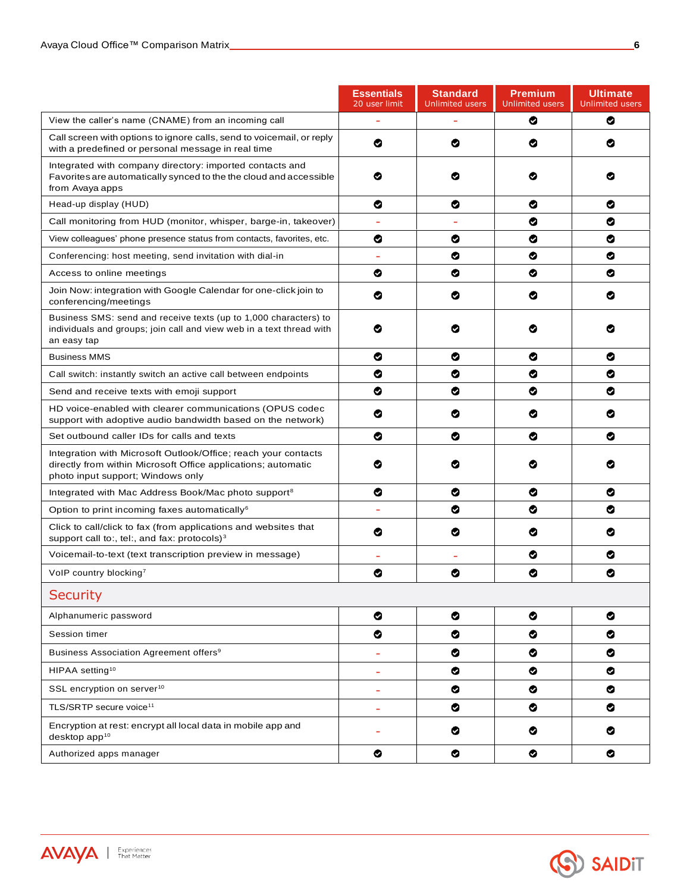| | Essentials 20 user limit | Standard Unlimited users | Premium Unlimited users | Ultimate Unlimited users |
|---|---|---|---|---|
| View the caller's name (CNAME) from an incoming call | - | - | ✔ | ✔ |
| Call screen with options to ignore calls, send to voicemail, or reply with a predefined or personal message in real time | ✔ | ✔ | ✔ | ✔ |
| Integrated with company directory: imported contacts and Favorites are automatically synced to the the cloud and accessible from Avaya apps | ✔ | ✔ | ✔ | ✔ |
| Head-up display (HUD) | ✔ | ✔ | ✔ | ✔ |
| Call monitoring from HUD (monitor, whisper, barge-in, takeover) | - | - | ✔ | ✔ |
| View colleagues' phone presence status from contacts, favorites, etc. | ✔ | ✔ | ✔ | ✔ |
| Conferencing: host meeting, send invitation with dial-in | - | ✔ | ✔ | ✔ |
| Access to online meetings | ✔ | ✔ | ✔ | ✔ |
| Join Now: integration with Google Calendar for one-click join to conferencing/meetings | ✔ | ✔ | ✔ | ✔ |
| Business SMS: send and receive texts (up to 1,000 characters) to individuals and groups; join call and view web in a text thread with an easy tap | ✔ | ✔ | ✔ | ✔ |
| Business MMS | ✔ | ✔ | ✔ | ✔ |
| Call switch: instantly switch an active call between endpoints | ✔ | ✔ | ✔ | ✔ |
| Send and receive texts with emoji support | ✔ | ✔ | ✔ | ✔ |
| HD voice-enabled with clearer communications (OPUS codec support with adoptive audio bandwidth based on the network) | ✔ | ✔ | ✔ | ✔ |
| Set outbound caller IDs for calls and texts | ✔ | ✔ | ✔ | ✔ |
| Integration with Microsoft Outlook/Office; reach your contacts directly from within Microsoft Office applications; automatic photo input support; Windows only | ✔ | ✔ | ✔ | ✔ |
| Integrated with Mac Address Book/Mac photo support[8] | ✔ | ✔ | ✔ | ✔ |
| Option to print incoming faxes automatically[6] | - | ✔ | ✔ | ✔ |
| Click to call/click to fax (from applications and websites that support call to:, tel:, and fax: protocols)[3] | ✔ | ✔ | ✔ | ✔ |
| Voicemail-to-text (text transcription preview in message) | - | - | ✔ | ✔ |
| VoIP country blocking[7] | ✔ | ✔ | ✔ | ✔ |
| **Security** | | | | |
| Alphanumeric password | ✔ | ✔ | ✔ | ✔ |
| Session timer | ✔ | ✔ | ✔ | ✔ |
| Business Association Agreement offers[9] | - | ✔ | ✔ | ✔ |
| HIPAA setting[10] | - | ✔ | ✔ | ✔ |
| SSL encryption on server[10] | - | ✔ | ✔ | ✔ |
| TLS/SRTP secure voice[11] | - | ✔ | ✔ | ✔ |
| Encryption at rest: encrypt all local data in mobile app and desktop app[10] | - | ✔ | ✔ | ✔ |
| Authorized apps manager | ✔ | ✔ | ✔ | ✔ |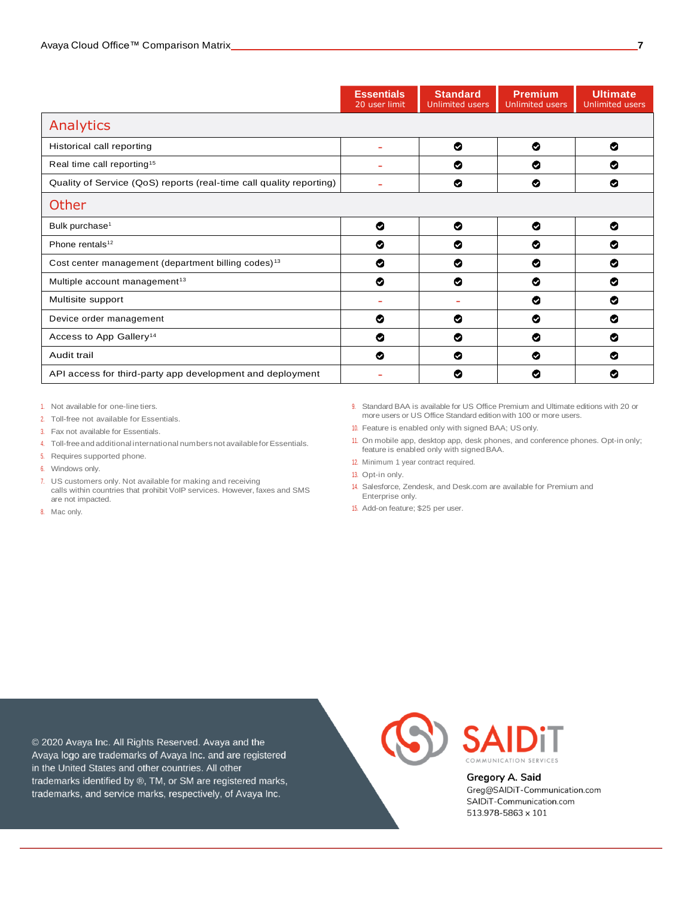| | Essentials 20 user limit | Standard Unlimited users | Premium Unlimited users | Ultimate Unlimited users |
|---|---|---|---|---|
| **Analytics** | | | | |
| Historical call reporting | – | ✔ | ✔ | ✔ |
| Real time call reporting[15] | – | ✔ | ✔ | ✔ |
| Quality of Service (QoS) reports (real-time call quality reporting) | – | ✔ | ✔ | ✔ |
| **Other** | | | | |
| Bulk purchase[1] | ✔ | ✔ | ✔ | ✔ |
| Phone rentals[12] | ✔ | ✔ | ✔ | ✔ |
| Cost center management (department billing codes)[13] | ✔ | ✔ | ✔ | ✔ |
| Multiple account management[13] | ✔ | ✔ | ✔ | ✔ |
| Multisite support | – | – | ✔ | ✔ |
| Device order management | ✔ | ✔ | ✔ | ✔ |
| Access to App Gallery[14] | ✔ | ✔ | ✔ | ✔ |
| Audit trail | ✔ | ✔ | ✔ | ✔ |
| API access for third-party app development and deployment | – | ✔ | ✔ | ✔ |

1. Not available for one-line tiers.
2. Toll-free not available for Essentials.
3. Fax not available for Essentials.
4. Toll-free and additional international numbers not available for Essentials.
5. Requires supported phone.
6. Windows only.
7. US customers only. Not available for making and receiving calls within countries that prohibit VoIP services. However, faxes and SMS are not impacted.
8. Mac only.
9. Standard BAA is available for US Office Premium and Ultimate editions with 20 or more users or US Office Standard edition with 100 or more users.
10. Feature is enabled only with signed BAA; US only.
11. On mobile app, desktop app, desk phones, and conference phones. Opt-in only; feature is enabled only with signed BAA.
12. Minimum 1 year contract required.
13. Opt-in only.
14. Salesforce, Zendesk, and Desk.com are available for Premium and Enterprise only.
15. Add-on feature; $25 per user.

© 2020 Avaya Inc. All Rights Reserved. Avaya and the Avaya logo are trademarks of Avaya Inc. and are registered in the United States and other countries. All other trademarks identified by ®, TM, or SM are registered marks, trademarks, and service marks, respectively, of Avaya Inc.

SAIDiT COMMUNICATION SERVICES

**Gregory A. Said**
Greg@SAIDiT-Communication.com
SAIDiT-Communication.com
513.978-5863 x 101